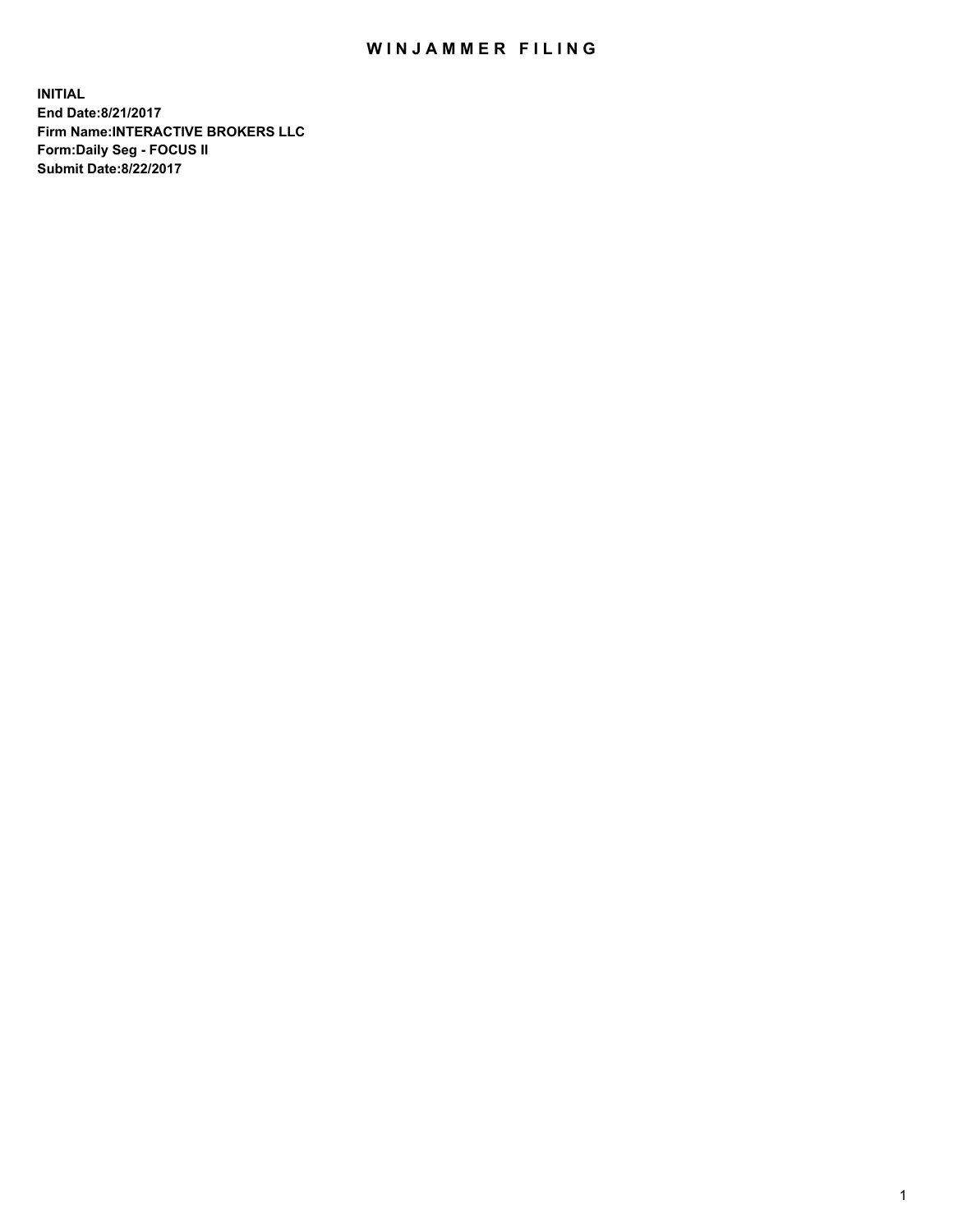# WINJAMMER FILING

**INITIAL**
**End Date:8/21/2017**
**Firm Name:INTERACTIVE BROKERS LLC**
**Form:Daily Seg - FOCUS II**
**Submit Date:8/22/2017**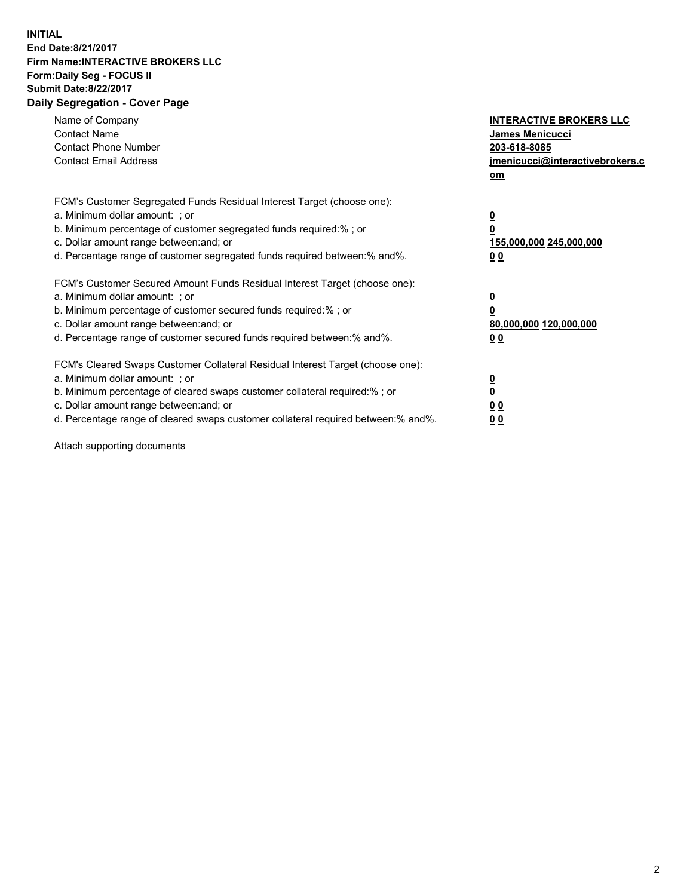**INITIAL**
**End Date:8/21/2017**
**Firm Name:INTERACTIVE BROKERS LLC**
**Form:Daily Seg - FOCUS II**
**Submit Date:8/22/2017**
**Daily Segregation - Cover Page**

| | |
|---|---|
| Name of Company | INTERACTIVE BROKERS LLC |
| Contact Name | James Menicucci |
| Contact Phone Number | 203-618-8085 |
| Contact Email Address | jmenicucci@interactivebrokers.com |

FCM's Customer Segregated Funds Residual Interest Target (choose one):

| | |
|---|---|
| a. Minimum dollar amount: ; or | 0 |
| b. Minimum percentage of customer segregated funds required:% ; or | 0 |
| c. Dollar amount range between:and; or | 155,000,000 245,000,000 |
| d. Percentage range of customer segregated funds required between:% and%. | 0 0 |

FCM's Customer Secured Amount Funds Residual Interest Target (choose one):

| | |
|---|---|
| a. Minimum dollar amount: ; or | 0 |
| b. Minimum percentage of customer secured funds required:% ; or | 0 |
| c. Dollar amount range between:and; or | 80,000,000 120,000,000 |
| d. Percentage range of customer secured funds required between:% and%. | 0 0 |

FCM's Cleared Swaps Customer Collateral Residual Interest Target (choose one):

| | |
|---|---|
| a. Minimum dollar amount: ; or | 0 |
| b. Minimum percentage of cleared swaps customer collateral required:% ; or | 0 |
| c. Dollar amount range between:and; or | 0 0 |
| d. Percentage range of cleared swaps customer collateral required between:% and%. | 0 0 |

Attach supporting documents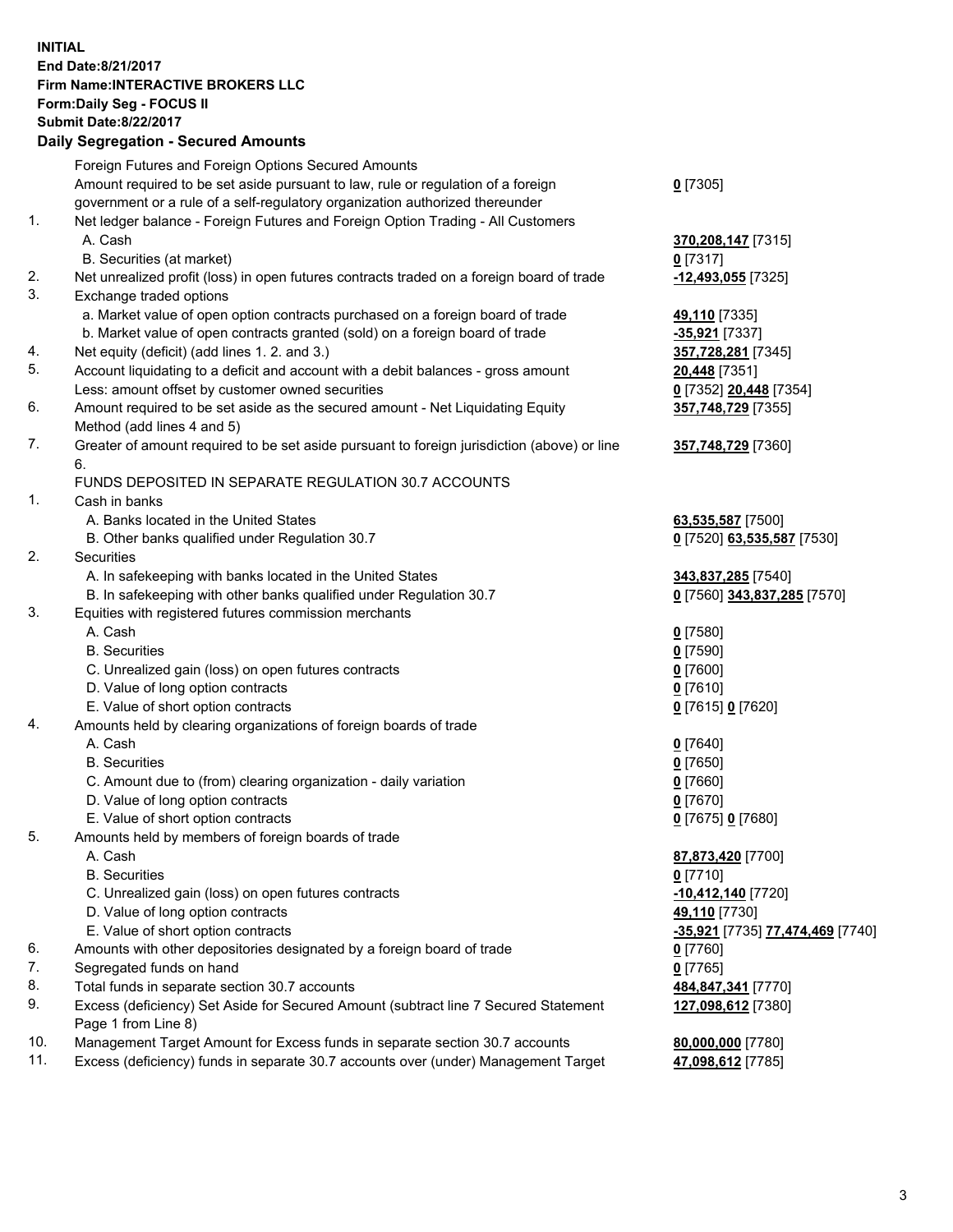**INITIAL**
**End Date:8/21/2017**
**Firm Name:INTERACTIVE BROKERS LLC**
**Form:Daily Seg - FOCUS II**
**Submit Date:8/22/2017**
**Daily Segregation - Secured Amounts**

| | | |
|---|---|---|
| | Foreign Futures and Foreign Options Secured Amounts | |
| | Amount required to be set aside pursuant to law, rule or regulation of a foreign government or a rule of a self-regulatory organization authorized thereunder | **0** [7305] |
| 1. | Net ledger balance - Foreign Futures and Foreign Option Trading - All Customers | |
| | A. Cash | **370,208,147** [7315] |
| | B. Securities (at market) | **0** [7317] |
| 2. | Net unrealized profit (loss) in open futures contracts traded on a foreign board of trade | **-12,493,055** [7325] |
| 3. | Exchange traded options | |
| | a. Market value of open option contracts purchased on a foreign board of trade | **49,110** [7335] |
| | b. Market value of open contracts granted (sold) on a foreign board of trade | **-35,921** [7337] |
| 4. | Net equity (deficit) (add lines 1. 2. and 3.) | **357,728,281** [7345] |
| 5. | Account liquidating to a deficit and account with a debit balances - gross amount | **20,448** [7351] |
| | Less: amount offset by customer owned securities | **0** [7352] **20,448** [7354] |
| 6. | Amount required to be set aside as the secured amount - Net Liquidating Equity Method (add lines 4 and 5) | **357,748,729** [7355] |
| 7. | Greater of amount required to be set aside pursuant to foreign jurisdiction (above) or line 6. | **357,748,729** [7360] |
| | FUNDS DEPOSITED IN SEPARATE REGULATION 30.7 ACCOUNTS | |
| 1. | Cash in banks | |
| | A. Banks located in the United States | **63,535,587** [7500] |
| | B. Other banks qualified under Regulation 30.7 | **0** [7520] **63,535,587** [7530] |
| 2. | Securities | |
| | A. In safekeeping with banks located in the United States | **343,837,285** [7540] |
| | B. In safekeeping with other banks qualified under Regulation 30.7 | **0** [7560] **343,837,285** [7570] |
| 3. | Equities with registered futures commission merchants | |
| | A. Cash | **0** [7580] |
| | B. Securities | **0** [7590] |
| | C. Unrealized gain (loss) on open futures contracts | **0** [7600] |
| | D. Value of long option contracts | **0** [7610] |
| | E. Value of short option contracts | **0** [7615] **0** [7620] |
| 4. | Amounts held by clearing organizations of foreign boards of trade | |
| | A. Cash | **0** [7640] |
| | B. Securities | **0** [7650] |
| | C. Amount due to (from) clearing organization - daily variation | **0** [7660] |
| | D. Value of long option contracts | **0** [7670] |
| | E. Value of short option contracts | **0** [7675] **0** [7680] |
| 5. | Amounts held by members of foreign boards of trade | |
| | A. Cash | **87,873,420** [7700] |
| | B. Securities | **0** [7710] |
| | C. Unrealized gain (loss) on open futures contracts | **-10,412,140** [7720] |
| | D. Value of long option contracts | **49,110** [7730] |
| | E. Value of short option contracts | **-35,921** [7735] **77,474,469** [7740] |
| 6. | Amounts with other depositories designated by a foreign board of trade | **0** [7760] |
| 7. | Segregated funds on hand | **0** [7765] |
| 8. | Total funds in separate section 30.7 accounts | **484,847,341** [7770] |
| 9. | Excess (deficiency) Set Aside for Secured Amount (subtract line 7 Secured Statement Page 1 from Line 8) | **127,098,612** [7380] |
| 10. | Management Target Amount for Excess funds in separate section 30.7 accounts | **80,000,000** [7780] |
| 11. | Excess (deficiency) funds in separate 30.7 accounts over (under) Management Target | **47,098,612** [7785] |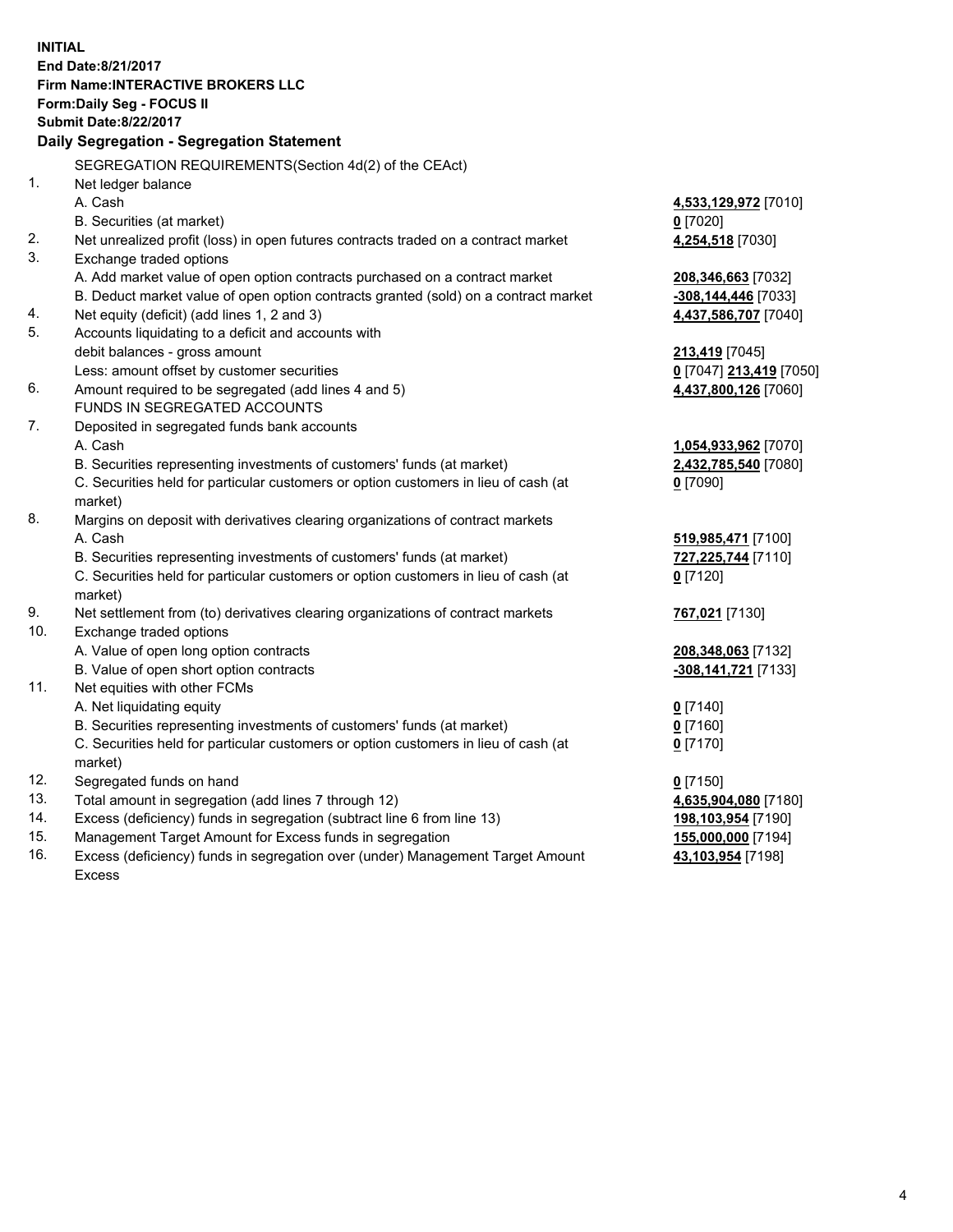**INITIAL**
**End Date:8/21/2017**
**Firm Name:INTERACTIVE BROKERS LLC**
**Form:Daily Seg - FOCUS II**
**Submit Date:8/22/2017**

## Daily Segregation - Segregation Statement

| | | |
|---|---|---|
| | SEGREGATION REQUIREMENTS(Section 4d(2) of the CEAct) | |
| 1. | Net ledger balance | |
| | A. Cash | **4,533,129,972** [7010] |
| | B. Securities (at market) | **0** [7020] |
| 2. | Net unrealized profit (loss) in open futures contracts traded on a contract market | **4,254,518** [7030] |
| 3. | Exchange traded options | |
| | A. Add market value of open option contracts purchased on a contract market | **208,346,663** [7032] |
| | B. Deduct market value of open option contracts granted (sold) on a contract market | **-308,144,446** [7033] |
| 4. | Net equity (deficit) (add lines 1, 2 and 3) | **4,437,586,707** [7040] |
| 5. | Accounts liquidating to a deficit and accounts with | |
| | debit balances - gross amount | **213,419** [7045] |
| | Less: amount offset by customer securities | **0** [7047] **213,419** [7050] |
| 6. | Amount required to be segregated (add lines 4 and 5) | **4,437,800,126** [7060] |
| | FUNDS IN SEGREGATED ACCOUNTS | |
| 7. | Deposited in segregated funds bank accounts | |
| | A. Cash | **1,054,933,962** [7070] |
| | B. Securities representing investments of customers' funds (at market) | **2,432,785,540** [7080] |
| | C. Securities held for particular customers or option customers in lieu of cash (at market) | **0** [7090] |
| 8. | Margins on deposit with derivatives clearing organizations of contract markets | |
| | A. Cash | **519,985,471** [7100] |
| | B. Securities representing investments of customers' funds (at market) | **727,225,744** [7110] |
| | C. Securities held for particular customers or option customers in lieu of cash (at market) | **0** [7120] |
| 9. | Net settlement from (to) derivatives clearing organizations of contract markets | **767,021** [7130] |
| 10. | Exchange traded options | |
| | A. Value of open long option contracts | **208,348,063** [7132] |
| | B. Value of open short option contracts | **-308,141,721** [7133] |
| 11. | Net equities with other FCMs | |
| | A. Net liquidating equity | **0** [7140] |
| | B. Securities representing investments of customers' funds (at market) | **0** [7160] |
| | C. Securities held for particular customers or option customers in lieu of cash (at market) | **0** [7170] |
| 12. | Segregated funds on hand | **0** [7150] |
| 13. | Total amount in segregation (add lines 7 through 12) | **4,635,904,080** [7180] |
| 14. | Excess (deficiency) funds in segregation (subtract line 6 from line 13) | **198,103,954** [7190] |
| 15. | Management Target Amount for Excess funds in segregation | **155,000,000** [7194] |
| 16. | Excess (deficiency) funds in segregation over (under) Management Target Amount Excess | **43,103,954** [7198] |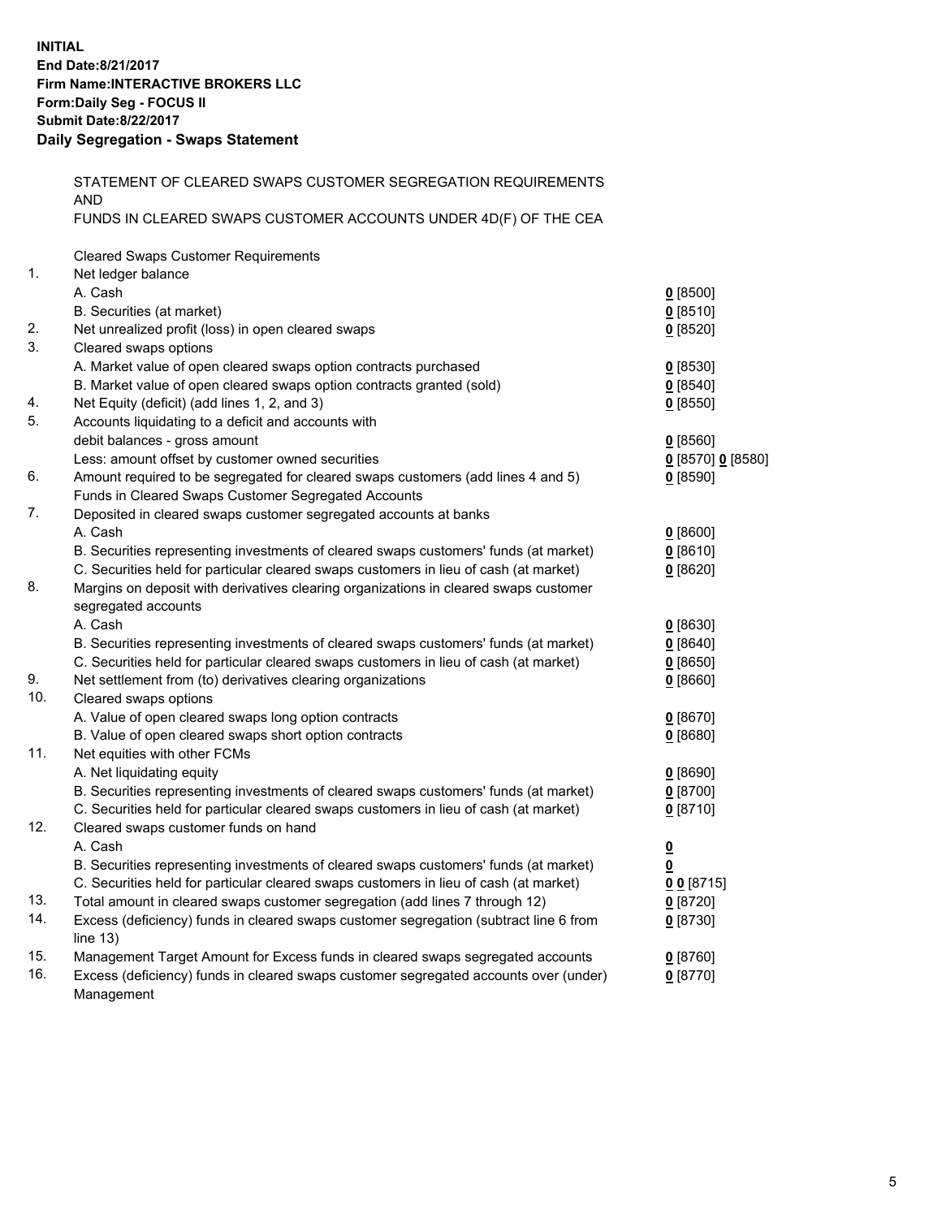**INITIAL**
**End Date:8/21/2017**
**Firm Name:INTERACTIVE BROKERS LLC**
**Form:Daily Seg - FOCUS II**
**Submit Date:8/22/2017**
**Daily Segregation - Swaps Statement**

STATEMENT OF CLEARED SWAPS CUSTOMER SEGREGATION REQUIREMENTS AND FUNDS IN CLEARED SWAPS CUSTOMER ACCOUNTS UNDER 4D(F) OF THE CEA

| | | |
|---|---|---|
| | Cleared Swaps Customer Requirements | |
| 1. | Net ledger balance | |
| | A. Cash | 0 [8500] |
| | B. Securities (at market) | 0 [8510] |
| 2. | Net unrealized profit (loss) in open cleared swaps | 0 [8520] |
| 3. | Cleared swaps options | |
| | A. Market value of open cleared swaps option contracts purchased | 0 [8530] |
| | B. Market value of open cleared swaps option contracts granted (sold) | 0 [8540] |
| 4. | Net Equity (deficit) (add lines 1, 2, and 3) | 0 [8550] |
| 5. | Accounts liquidating to a deficit and accounts with debit balances - gross amount | 0 [8560] |
| | Less: amount offset by customer owned securities | 0 [8570] 0 [8580] |
| 6. | Amount required to be segregated for cleared swaps customers (add lines 4 and 5) | 0 [8590] |
| | Funds in Cleared Swaps Customer Segregated Accounts | |
| 7. | Deposited in cleared swaps customer segregated accounts at banks | |
| | A. Cash | 0 [8600] |
| | B. Securities representing investments of cleared swaps customers' funds (at market) | 0 [8610] |
| | C. Securities held for particular cleared swaps customers in lieu of cash (at market) | 0 [8620] |
| 8. | Margins on deposit with derivatives clearing organizations in cleared swaps customer segregated accounts | |
| | A. Cash | 0 [8630] |
| | B. Securities representing investments of cleared swaps customers' funds (at market) | 0 [8640] |
| | C. Securities held for particular cleared swaps customers in lieu of cash (at market) | 0 [8650] |
| 9. | Net settlement from (to) derivatives clearing organizations | 0 [8660] |
| 10. | Cleared swaps options | |
| | A. Value of open cleared swaps long option contracts | 0 [8670] |
| | B. Value of open cleared swaps short option contracts | 0 [8680] |
| 11. | Net equities with other FCMs | |
| | A. Net liquidating equity | 0 [8690] |
| | B. Securities representing investments of cleared swaps customers' funds (at market) | 0 [8700] |
| | C. Securities held for particular cleared swaps customers in lieu of cash (at market) | 0 [8710] |
| 12. | Cleared swaps customer funds on hand | |
| | A. Cash | 0 |
| | B. Securities representing investments of cleared swaps customers' funds (at market) | 0 |
| | C. Securities held for particular cleared swaps customers in lieu of cash (at market) | 0 0 [8715] |
| 13. | Total amount in cleared swaps customer segregation (add lines 7 through 12) | 0 [8720] |
| 14. | Excess (deficiency) funds in cleared swaps customer segregation (subtract line 6 from line 13) | 0 [8730] |
| 15. | Management Target Amount for Excess funds in cleared swaps segregated accounts | 0 [8760] |
| 16. | Excess (deficiency) funds in cleared swaps customer segregated accounts over (under) Management | 0 [8770] |